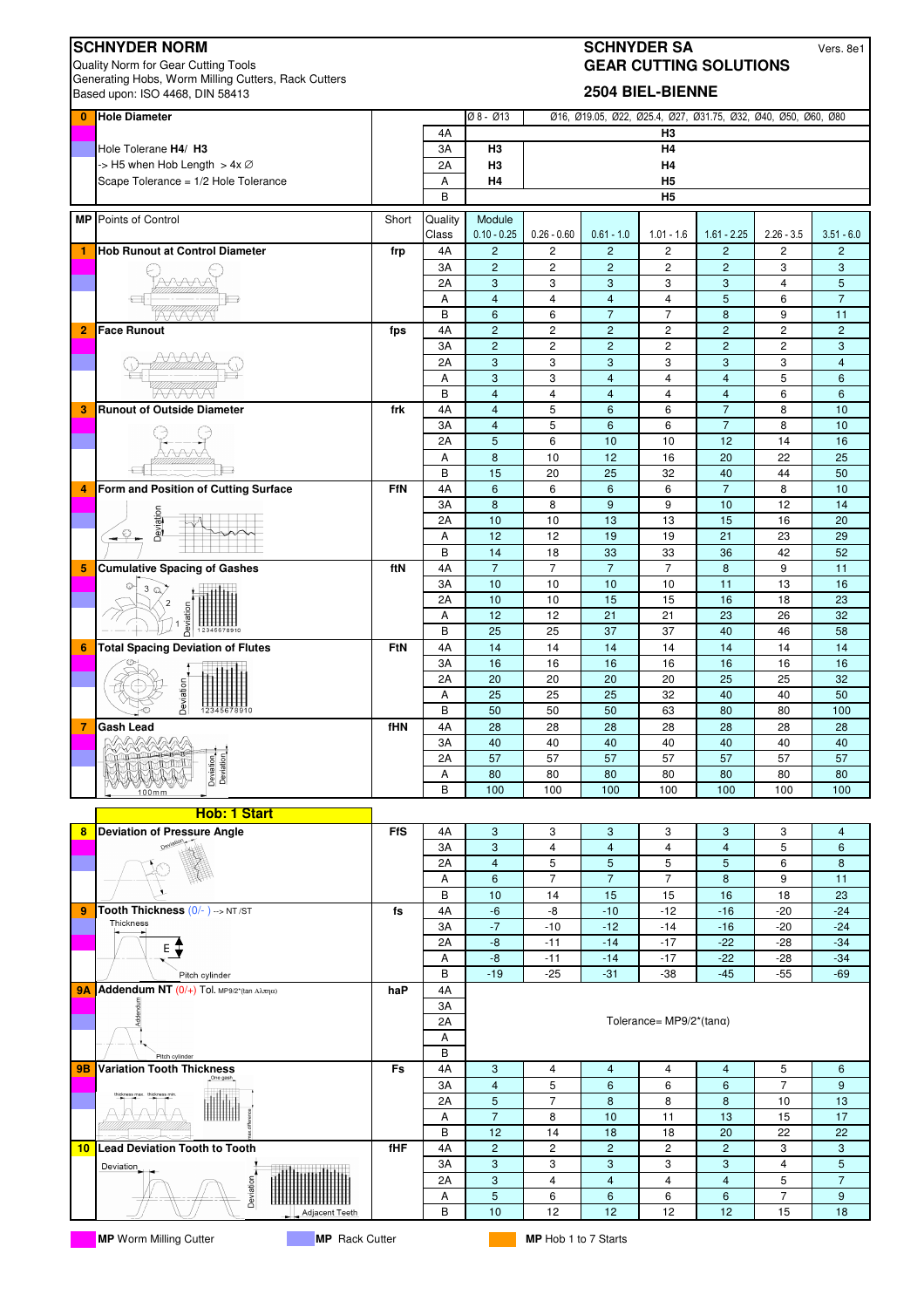# SCHNYDER NORM

Quality Norm for Gear Cutting Tools
Generating Hobs, Worm Milling Cutters, Rack Cutters
Based upon: ISO 4468, DIN 58413

**SCHNYDER SA**
**GEAR CUTTING SOLUTIONS**
**2504 BIEL-BIENNE**

Vers. 8e1

| 0 | Hole Diameter | | Ø 8 - Ø13 | Ø16, Ø19.05, Ø22, Ø25.4, Ø27, Ø31.75, Ø32, Ø40, Ø50, Ø60, Ø80 |
|---|---|---|---|---|
| | | 4A | | H3 |
| | Hole Tolerane H4/ H3 | 3A | H3 | H4 |
| | -> H5 when Hob Length > 4x Ø | 2A | H3 | H4 |
| | Scape Tolerance = 1/2 Hole Tolerance | A | H4 | H5 |
| | | B | | H5 |

| MP | Points of Control | Short | Quality Class | Module 0.10 - 0.25 | 0.26 - 0.60 | 0.61 - 1.0 | 1.01 - 1.6 | 1.61 - 2.25 | 2.26 - 3.5 | 3.51 - 6.0 |
|---|---|---|---|---|---|---|---|---|---|---|
| 1 | **Hob Runout at Control Diameter** | frp | 4A | 2 | 2 | 2 | 2 | 2 | 2 | 2 |
| | | | 3A | 2 | 2 | 2 | 2 | 2 | 3 | 3 |
| | | | 2A | 3 | 3 | 3 | 3 | 3 | 4 | 5 |
| | | | A | 4 | 4 | 4 | 4 | 5 | 6 | 7 |
| | | | B | 6 | 6 | 7 | 7 | 8 | 9 | 11 |
| 2 | **Face Runout** | fps | 4A | 2 | 2 | 2 | 2 | 2 | 2 | 2 |
| | | | 3A | 2 | 2 | 2 | 2 | 2 | 2 | 3 |
| | | | 2A | 3 | 3 | 3 | 3 | 3 | 3 | 4 |
| | | | A | 3 | 3 | 4 | 4 | 4 | 5 | 6 |
| | | | B | 4 | 4 | 4 | 4 | 4 | 6 | 6 |
| 3 | **Runout of Outside Diameter** | frk | 4A | 4 | 5 | 6 | 6 | 7 | 8 | 10 |
| | | | 3A | 4 | 5 | 6 | 6 | 7 | 8 | 10 |
| | | | 2A | 5 | 6 | 10 | 10 | 12 | 14 | 16 |
| | | | A | 8 | 10 | 12 | 16 | 20 | 22 | 25 |
| | | | B | 15 | 20 | 25 | 32 | 40 | 44 | 50 |
| 4 | **Form and Position of Cutting Surface** | FfN | 4A | 6 | 6 | 6 | 6 | 7 | 8 | 10 |
| | | | 3A | 8 | 8 | 9 | 9 | 10 | 12 | 14 |
| | | | 2A | 10 | 10 | 13 | 13 | 15 | 16 | 20 |
| | | | A | 12 | 12 | 19 | 19 | 21 | 23 | 29 |
| | | | B | 14 | 18 | 33 | 33 | 36 | 42 | 52 |
| 5 | **Cumulative Spacing of Gashes** | ftN | 4A | 7 | 7 | 7 | 7 | 8 | 9 | 11 |
| | | | 3A | 10 | 10 | 10 | 10 | 11 | 13 | 16 |
| | | | 2A | 10 | 10 | 15 | 15 | 16 | 18 | 23 |
| | | | A | 12 | 12 | 21 | 21 | 23 | 26 | 32 |
| | | | B | 25 | 25 | 37 | 37 | 40 | 46 | 58 |
| 6 | **Total Spacing Deviation of Flutes** | FtN | 4A | 14 | 14 | 14 | 14 | 14 | 14 | 14 |
| | | | 3A | 16 | 16 | 16 | 16 | 16 | 16 | 16 |
| | | | 2A | 20 | 20 | 20 | 20 | 25 | 25 | 32 |
| | | | A | 25 | 25 | 25 | 32 | 40 | 40 | 50 |
| | | | B | 50 | 50 | 50 | 63 | 80 | 80 | 100 |
| 7 | **Gash Lead** | fHN | 4A | 28 | 28 | 28 | 28 | 28 | 28 | 28 |
| | | | 3A | 40 | 40 | 40 | 40 | 40 | 40 | 40 |
| | | | 2A | 57 | 57 | 57 | 57 | 57 | 57 | 57 |
| | | | A | 80 | 80 | 80 | 80 | 80 | 80 | 80 |
| | | | B | 100 | 100 | 100 | 100 | 100 | 100 | 100 |

**Hob: 1 Start**

| MP | Points of Control | Short | Quality Class | 0.10 - 0.25 | 0.26 - 0.60 | 0.61 - 1.0 | 1.01 - 1.6 | 1.61 - 2.25 | 2.26 - 3.5 | 3.51 - 6.0 |
|---|---|---|---|---|---|---|---|---|---|---|
| 8 | **Deviation of Pressure Angle** | FfS | 4A | 3 | 3 | 3 | 3 | 3 | 3 | 4 |
| | | | 3A | 3 | 4 | 4 | 4 | 4 | 5 | 6 |
| | | | 2A | 4 | 5 | 5 | 5 | 5 | 6 | 8 |
| | | | A | 6 | 7 | 7 | 7 | 8 | 9 | 11 |
| | | | B | 10 | 14 | 15 | 15 | 16 | 18 | 23 |
| 9 | **Tooth Thickness** (0/- ) --> NT /ST | fs | 4A | -6 | -8 | -10 | -12 | -16 | -20 | -24 |
| | | | 3A | -7 | -10 | -12 | -14 | -16 | -20 | -24 |
| | | | 2A | -8 | -11 | -14 | -17 | -22 | -28 | -34 |
| | | | A | -8 | -11 | -14 | -17 | -22 | -28 | -34 |
| | | | B | -19 | -25 | -31 | -38 | -45 | -55 | -69 |
| 9A | **Addendum NT** (0/+) Tol. MP9/2*(tan α) | haP | 4A | Tolerance= MP9/2*(tanα) | | | | | | |
| | | | 3A | | | | | | | |
| | | | 2A | | | | | | | |
| | | | A | | | | | | | |
| | | | B | | | | | | | |
| 9B | **Variation Tooth Thickness** | Fs | 4A | 3 | 4 | 4 | 4 | 4 | 5 | 6 |
| | | | 3A | 4 | 5 | 6 | 6 | 6 | 7 | 9 |
| | | | 2A | 5 | 7 | 8 | 8 | 8 | 10 | 13 |
| | | | A | 7 | 8 | 10 | 11 | 13 | 15 | 17 |
| | | | B | 12 | 14 | 18 | 18 | 20 | 22 | 22 |
| 10 | **Lead Deviation Tooth to Tooth** | fHF | 4A | 2 | 2 | 2 | 2 | 2 | 3 | 3 |
| | | | 3A | 3 | 3 | 3 | 3 | 3 | 4 | 5 |
| | | | 2A | 3 | 4 | 4 | 4 | 4 | 5 | 7 |
| | | | A | 5 | 6 | 6 | 6 | 6 | 7 | 9 |
| | | | B | 10 | 12 | 12 | 12 | 12 | 15 | 18 |

**MP** Worm Milling Cutter | **MP** Rack Cutter | **MP** Hob 1 to 7 Starts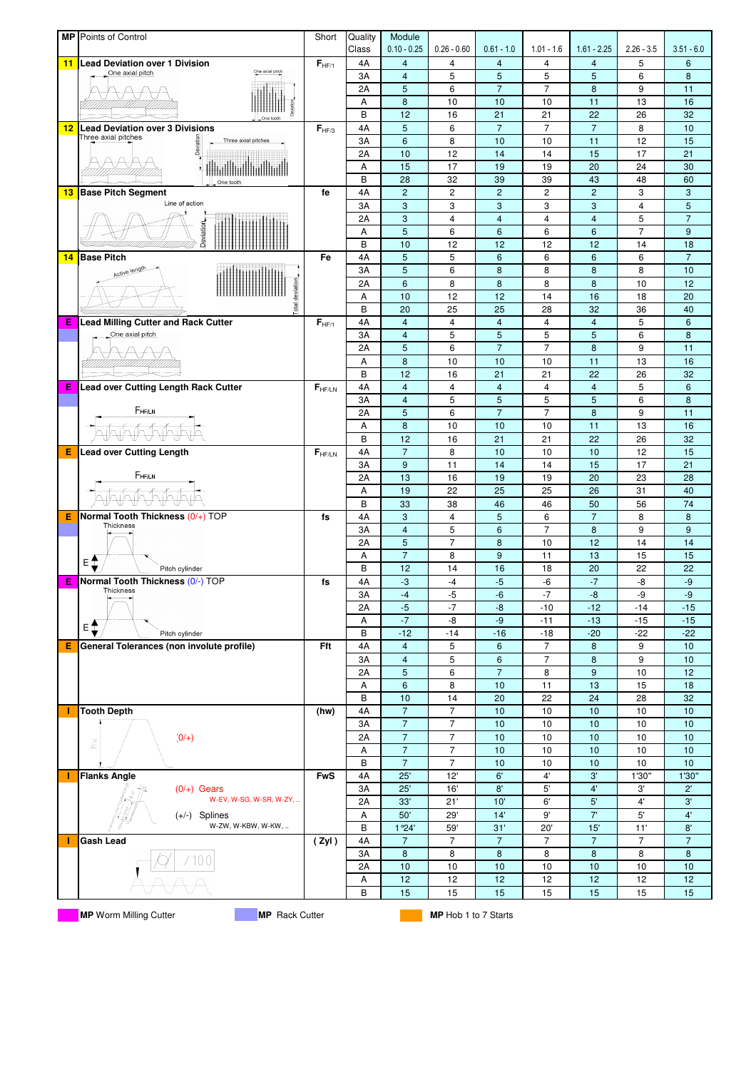| MP | Points of Control | Short | Quality Class | Module 0.10 - 0.25 | 0.26 - 0.60 | 0.61 - 1.0 | 1.01 - 1.6 | 1.61 - 2.25 | 2.26 - 3.5 | 3.51 - 6.0 |
|---|---|---|---|---|---|---|---|---|---|---|
| 11 | **Lead Deviation over 1 Division** (One axial pitch; Deviation; One tooth) | $F_{HF/1}$ | 4A | 4 | 4 | 4 | 4 | 4 | 5 | 6 |
| | | | 3A | 4 | 5 | 5 | 5 | 5 | 6 | 8 |
| | | | 2A | 5 | 6 | 7 | 7 | 8 | 9 | 11 |
| | | | A | 8 | 10 | 10 | 10 | 11 | 13 | 16 |
| | | | B | 12 | 16 | 21 | 21 | 22 | 26 | 32 |
| 12 | **Lead Deviation over 3 Divisions** (Three axial pitches; Deviation; One tooth) | $F_{HF/3}$ | 4A | 5 | 6 | 7 | 7 | 7 | 8 | 10 |
| | | | 3A | 6 | 8 | 10 | 10 | 11 | 12 | 15 |
| | | | 2A | 10 | 12 | 14 | 14 | 15 | 17 | 21 |
| | | | A | 15 | 17 | 19 | 19 | 20 | 24 | 30 |
| | | | B | 28 | 32 | 39 | 39 | 43 | 48 | 60 |
| 13 | **Base Pitch Segment** (Line of action; Deviation) | fe | 4A | 2 | 2 | 2 | 2 | 2 | 3 | 3 |
| | | | 3A | 3 | 3 | 3 | 3 | 3 | 4 | 5 |
| | | | 2A | 3 | 4 | 4 | 4 | 4 | 5 | 7 |
| | | | A | 5 | 6 | 6 | 6 | 6 | 7 | 9 |
| | | | B | 10 | 12 | 12 | 12 | 12 | 14 | 18 |
| 14 | **Base Pitch** (Active length; Total deviation) | Fe | 4A | 5 | 5 | 6 | 6 | 6 | 6 | 7 |
| | | | 3A | 5 | 6 | 8 | 8 | 8 | 8 | 10 |
| | | | 2A | 6 | 8 | 8 | 8 | 8 | 10 | 12 |
| | | | A | 10 | 12 | 12 | 14 | 16 | 18 | 20 |
| | | | B | 20 | 25 | 25 | 28 | 32 | 36 | 40 |
| E | **Lead Milling Cutter and Rack Cutter** (One axial pitch) | $F_{HF/1}$ | 4A | 4 | 4 | 4 | 4 | 4 | 5 | 6 |
| | | | 3A | 4 | 5 | 5 | 5 | 5 | 6 | 8 |
| | | | 2A | 5 | 6 | 7 | 7 | 8 | 9 | 11 |
| | | | A | 8 | 10 | 10 | 10 | 11 | 13 | 16 |
| | | | B | 12 | 16 | 21 | 21 | 22 | 26 | 32 |
| E | **Lead over Cutting Length Rack Cutter** ($F_{HF/LN}$) | $F_{HF/LN}$ | 4A | 4 | 4 | 4 | 4 | 4 | 5 | 6 |
| | | | 3A | 4 | 5 | 5 | 5 | 5 | 6 | 8 |
| | | | 2A | 5 | 6 | 7 | 7 | 8 | 9 | 11 |
| | | | A | 8 | 10 | 10 | 10 | 11 | 13 | 16 |
| | | | B | 12 | 16 | 21 | 21 | 22 | 26 | 32 |
| E | **Lead over Cutting Length** ($F_{HF/LN}$) | $F_{HF/LN}$ | 4A | 7 | 8 | 10 | 10 | 10 | 12 | 15 |
| | | | 3A | 9 | 11 | 14 | 14 | 15 | 17 | 21 |
| | | | 2A | 13 | 16 | 19 | 19 | 20 | 23 | 28 |
| | | | A | 19 | 22 | 25 | 25 | 26 | 31 | 40 |
| | | | B | 33 | 38 | 46 | 46 | 50 | 56 | 74 |
| E | **Normal Tooth Thickness** (0/+) TOP (Thickness; E; Pitch cylinder) | fs | 4A | 3 | 4 | 5 | 6 | 7 | 8 | 8 |
| | | | 3A | 4 | 5 | 6 | 7 | 8 | 9 | 9 |
| | | | 2A | 5 | 7 | 8 | 10 | 12 | 14 | 14 |
| | | | A | 7 | 8 | 9 | 11 | 13 | 15 | 15 |
| | | | B | 12 | 14 | 16 | 18 | 20 | 22 | 22 |
| E | **Normal Tooth Thickness** (0/-) TOP (Thickness; E; Pitch cylinder) | fs | 4A | -3 | -4 | -5 | -6 | -7 | -8 | -9 |
| | | | 3A | -4 | -5 | -6 | -7 | -8 | -9 | -9 |
| | | | 2A | -5 | -7 | -8 | -10 | -12 | -14 | -15 |
| | | | A | -7 | -8 | -9 | -11 | -13 | -15 | -15 |
| | | | B | -12 | -14 | -16 | -18 | -20 | -22 | -22 |
| E | **General Tolerances (non involute profile)** | Fft | 4A | 4 | 5 | 6 | 7 | 8 | 9 | 10 |
| | | | 3A | 4 | 5 | 6 | 7 | 7 | 9 | 10 |
| | | | 2A | 5 | 6 | 7 | 8 | 9 | 10 | 12 |
| | | | A | 6 | 8 | 10 | 11 | 13 | 15 | 18 |
| | | | B | 10 | 14 | 20 | 22 | 24 | 28 | 32 |
| I | **Tooth Depth** (hw; (0/+)) | (hw) | 4A | 7 | 7 | 10 | 10 | 10 | 10 | 10 |
| | | | 3A | 7 | 7 | 10 | 10 | 10 | 10 | 10 |
| | | | 2A | 7 | 7 | 10 | 10 | 10 | 10 | 10 |
| | | | A | 7 | 7 | 10 | 10 | 10 | 10 | 10 |
| | | | B | 7 | 7 | 10 | 10 | 10 | 10 | 10 |
| I | **Flanks Angle** ((0/+) Gears W-EV, W-SG, W-SR, W-ZY, ..; (+/-) Splines W-ZW, W-KBW, W-KW, ..) | FwS | 4A | 25' | 12' | 6' | 4' | 3' | 1'30" | 1'30" |
| | | | 3A | 25' | 16' | 8' | 5' | 4' | 3' | 2' |
| | | | 2A | 33' | 21' | 10' | 6' | 5' | 4' | 3' |
| | | | A | 50' | 29' | 14' | 9' | 7' | 5' | 4' |
| | | | B | 1°24' | 59' | 31' | 20' | 15' | 11' | 8' |
| I | **Gash Lead** (/ ../100) | ( Zyl ) | 4A | 7 | 7 | 7 | 7 | 7 | 7 | 7 |
| | | | 3A | 8 | 8 | 8 | 8 | 8 | 8 | 8 |
| | | | 2A | 10 | 10 | 10 | 10 | 10 | 10 | 10 |
| | | | A | 12 | 12 | 12 | 12 | 12 | 12 | 12 |
| | | | B | 15 | 15 | 15 | 15 | 15 | 15 | 15 |

**MP** Worm Milling Cutter  **MP** Rack Cutter  **MP** Hob 1 to 7 Starts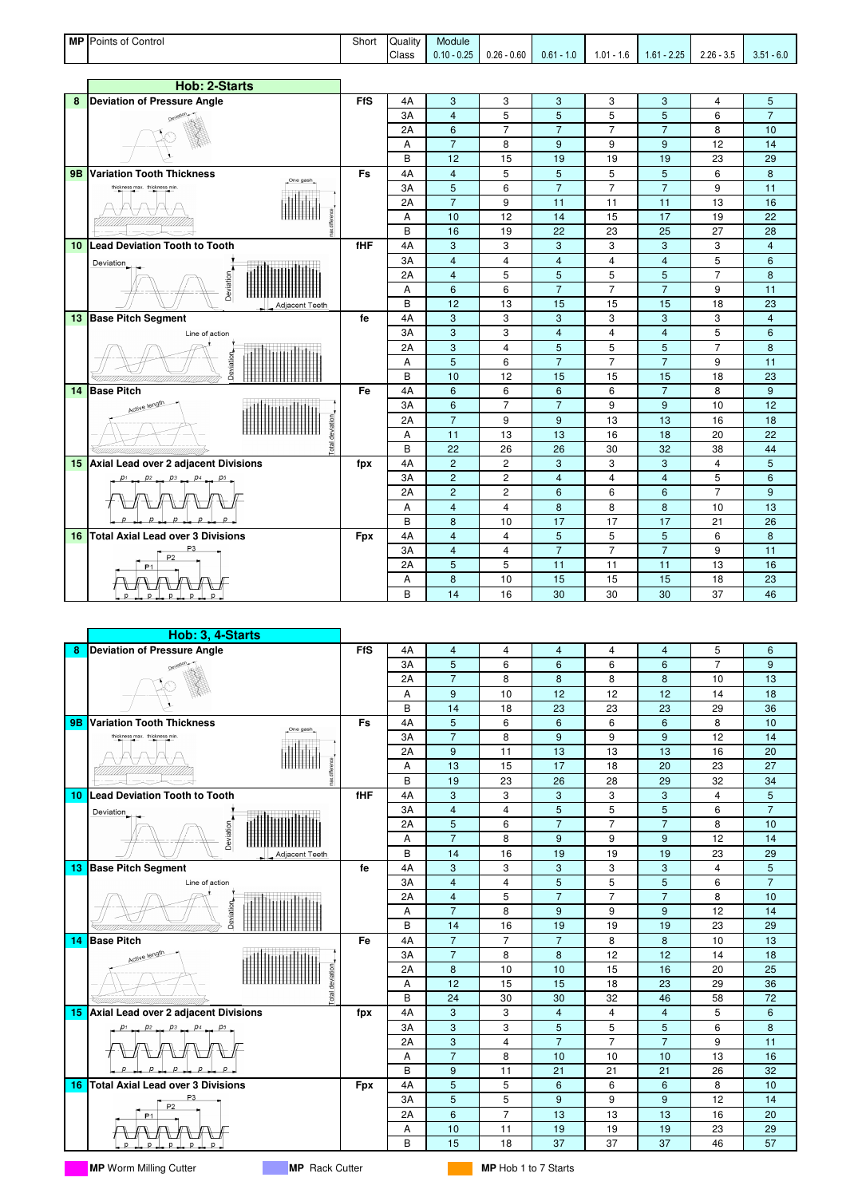| MP | Points of Control | Short | Quality Class | Module 0.10 - 0.25 | 0.26 - 0.60 | 0.61 - 1.0 | 1.01 - 1.6 | 1.61 - 2.25 | 2.26 - 3.5 | 3.51 - 6.0 |
|---|---|---|---|---|---|---|---|---|---|---|

## Hob: 2-Starts

| MP | Points of Control | Short | Quality Class | 0.10 - 0.25 | 0.26 - 0.60 | 0.61 - 1.0 | 1.01 - 1.6 | 1.61 - 2.25 | 2.26 - 3.5 | 3.51 - 6.0 |
|---|---|---|---|---|---|---|---|---|---|---|
| 8 | Deviation of Pressure Angle | FfS | 4A | 3 | 3 | 3 | 3 | 3 | 4 | 5 |
| | | | 3A | 4 | 5 | 5 | 5 | 5 | 6 | 7 |
| | | | 2A | 6 | 7 | 7 | 7 | 7 | 8 | 10 |
| | | | A | 7 | 8 | 9 | 9 | 9 | 12 | 14 |
| | | | B | 12 | 15 | 19 | 19 | 19 | 23 | 29 |
| 9B | Variation Tooth Thickness | Fs | 4A | 4 | 5 | 5 | 5 | 5 | 6 | 8 |
| | | | 3A | 5 | 6 | 7 | 7 | 7 | 9 | 11 |
| | | | 2A | 7 | 9 | 11 | 11 | 11 | 13 | 16 |
| | | | A | 10 | 12 | 14 | 15 | 17 | 19 | 22 |
| | | | B | 16 | 19 | 22 | 23 | 25 | 27 | 28 |
| 10 | Lead Deviation Tooth to Tooth | fHF | 4A | 3 | 3 | 3 | 3 | 3 | 3 | 4 |
| | | | 3A | 4 | 4 | 4 | 4 | 4 | 5 | 6 |
| | | | 2A | 4 | 5 | 5 | 5 | 5 | 7 | 8 |
| | | | A | 6 | 6 | 7 | 7 | 7 | 9 | 11 |
| | | | B | 12 | 13 | 15 | 15 | 15 | 18 | 23 |
| 13 | Base Pitch Segment | fe | 4A | 3 | 3 | 3 | 3 | 3 | 3 | 4 |
| | | | 3A | 3 | 3 | 4 | 4 | 4 | 5 | 6 |
| | | | 2A | 3 | 4 | 5 | 5 | 5 | 7 | 8 |
| | | | A | 5 | 6 | 7 | 7 | 7 | 9 | 11 |
| | | | B | 10 | 12 | 15 | 15 | 15 | 18 | 23 |
| 14 | Base Pitch | Fe | 4A | 6 | 6 | 6 | 6 | 7 | 8 | 9 |
| | | | 3A | 6 | 7 | 7 | 9 | 9 | 10 | 12 |
| | | | 2A | 7 | 9 | 9 | 13 | 13 | 16 | 18 |
| | | | A | 11 | 13 | 13 | 16 | 18 | 20 | 22 |
| | | | B | 22 | 26 | 26 | 30 | 32 | 38 | 44 |
| 15 | Axial Lead over 2 adjacent Divisions | fpx | 4A | 2 | 2 | 3 | 3 | 3 | 4 | 5 |
| | | | 3A | 2 | 2 | 4 | 4 | 4 | 5 | 6 |
| | | | 2A | 2 | 2 | 6 | 6 | 6 | 7 | 9 |
| | | | A | 4 | 4 | 8 | 8 | 8 | 10 | 13 |
| | | | B | 8 | 10 | 17 | 17 | 17 | 21 | 26 |
| 16 | Total Axial Lead over 3 Divisions | Fpx | 4A | 4 | 4 | 5 | 5 | 5 | 6 | 8 |
| | | | 3A | 4 | 4 | 7 | 7 | 7 | 9 | 11 |
| | | | 2A | 5 | 5 | 11 | 11 | 11 | 13 | 16 |
| | | | A | 8 | 10 | 15 | 15 | 15 | 18 | 23 |
| | | | B | 14 | 16 | 30 | 30 | 30 | 37 | 46 |

## Hob: 3, 4-Starts

| MP | Points of Control | Short | Quality Class | 0.10 - 0.25 | 0.26 - 0.60 | 0.61 - 1.0 | 1.01 - 1.6 | 1.61 - 2.25 | 2.26 - 3.5 | 3.51 - 6.0 |
|---|---|---|---|---|---|---|---|---|---|---|
| 8 | Deviation of Pressure Angle | FfS | 4A | 4 | 4 | 4 | 4 | 4 | 5 | 6 |
| | | | 3A | 5 | 6 | 6 | 6 | 6 | 7 | 9 |
| | | | 2A | 7 | 8 | 8 | 8 | 8 | 10 | 13 |
| | | | A | 9 | 10 | 12 | 12 | 12 | 14 | 18 |
| | | | B | 14 | 18 | 23 | 23 | 23 | 29 | 36 |
| 9B | Variation Tooth Thickness | Fs | 4A | 5 | 6 | 6 | 6 | 6 | 8 | 10 |
| | | | 3A | 7 | 8 | 9 | 9 | 9 | 12 | 14 |
| | | | 2A | 9 | 11 | 13 | 13 | 13 | 16 | 20 |
| | | | A | 13 | 15 | 17 | 18 | 20 | 23 | 27 |
| | | | B | 19 | 23 | 26 | 28 | 29 | 32 | 34 |
| 10 | Lead Deviation Tooth to Tooth | fHF | 4A | 3 | 3 | 3 | 3 | 3 | 4 | 5 |
| | | | 3A | 4 | 4 | 5 | 5 | 5 | 6 | 7 |
| | | | 2A | 5 | 6 | 7 | 7 | 7 | 8 | 10 |
| | | | A | 7 | 8 | 9 | 9 | 9 | 12 | 14 |
| | | | B | 14 | 16 | 19 | 19 | 19 | 23 | 29 |
| 13 | Base Pitch Segment | fe | 4A | 3 | 3 | 3 | 3 | 3 | 4 | 5 |
| | | | 3A | 4 | 4 | 5 | 5 | 5 | 6 | 7 |
| | | | 2A | 4 | 5 | 7 | 7 | 7 | 8 | 10 |
| | | | A | 7 | 8 | 9 | 9 | 9 | 12 | 14 |
| | | | B | 14 | 16 | 19 | 19 | 19 | 23 | 29 |
| 14 | Base Pitch | Fe | 4A | 7 | 7 | 7 | 8 | 8 | 10 | 13 |
| | | | 3A | 7 | 8 | 8 | 12 | 12 | 14 | 18 |
| | | | 2A | 8 | 10 | 10 | 15 | 16 | 20 | 25 |
| | | | A | 12 | 15 | 15 | 18 | 23 | 29 | 36 |
| | | | B | 24 | 30 | 30 | 32 | 46 | 58 | 72 |
| 15 | Axial Lead over 2 adjacent Divisions | fpx | 4A | 3 | 3 | 4 | 4 | 4 | 5 | 6 |
| | | | 3A | 3 | 3 | 5 | 5 | 5 | 6 | 8 |
| | | | 2A | 3 | 4 | 7 | 7 | 7 | 9 | 11 |
| | | | A | 7 | 8 | 10 | 10 | 10 | 13 | 16 |
| | | | B | 9 | 11 | 21 | 21 | 21 | 26 | 32 |
| 16 | Total Axial Lead over 3 Divisions | Fpx | 4A | 5 | 5 | 6 | 6 | 6 | 8 | 10 |
| | | | 3A | 5 | 5 | 9 | 9 | 9 | 12 | 14 |
| | | | 2A | 6 | 7 | 13 | 13 | 13 | 16 | 20 |
| | | | A | 10 | 11 | 19 | 19 | 19 | 23 | 29 |
| | | | B | 15 | 18 | 37 | 37 | 37 | 46 | 57 |

**MP** Worm Milling Cutter | **MP** Rack Cutter | **MP** Hob 1 to 7 Starts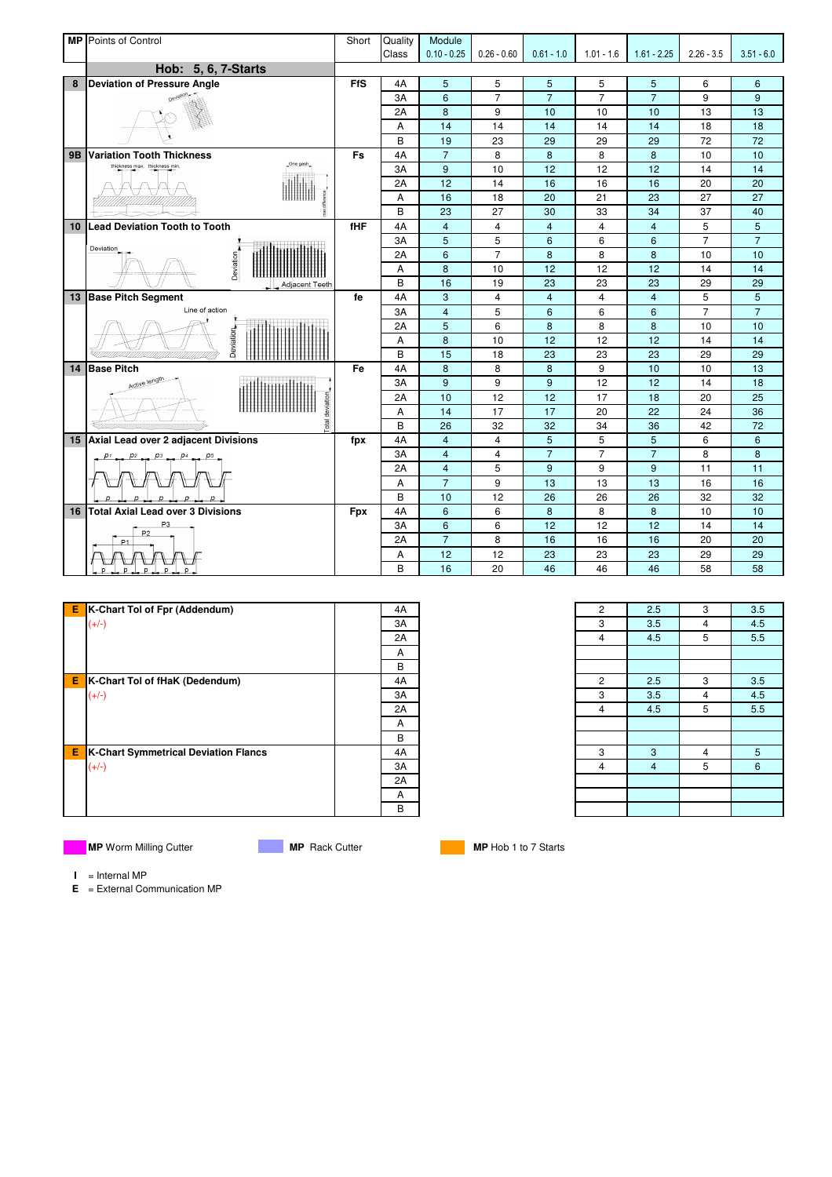| MP | Points of Control | Short | Quality Class | Module 0.10 - 0.25 | 0.26 - 0.60 | 0.61 - 1.0 | 1.01 - 1.6 | 1.61 - 2.25 | 2.26 - 3.5 | 3.51 - 6.0 |
|---|---|---|---|---|---|---|---|---|---|---|
| | **Hob: 5, 6, 7-Starts** | | | | | | | | | |
| **8** | **Deviation of Pressure Angle** | **FfS** | 4A | 5 | 5 | 5 | 5 | 5 | 6 | 6 |
| | Deviation | | 3A | 6 | 7 | 7 | 7 | 7 | 9 | 9 |
| | | | 2A | 8 | 9 | 10 | 10 | 10 | 13 | 13 |
| | | | A | 14 | 14 | 14 | 14 | 14 | 18 | 18 |
| | | | B | 19 | 23 | 29 | 29 | 29 | 72 | 72 |
| **9B** | **Variation Tooth Thickness** | **Fs** | 4A | 7 | 8 | 8 | 8 | 8 | 10 | 10 |
| | thickness max. thickness min. One gash max.difference | | 3A | 9 | 10 | 12 | 12 | 12 | 14 | 14 |
| | | | 2A | 12 | 14 | 16 | 16 | 16 | 20 | 20 |
| | | | A | 16 | 18 | 20 | 21 | 23 | 27 | 27 |
| | | | B | 23 | 27 | 30 | 33 | 34 | 37 | 40 |
| **10** | **Lead Deviation Tooth to Tooth** | **fHF** | 4A | 4 | 4 | 4 | 4 | 4 | 5 | 5 |
| | Deviation Deviation Adjacent Teeth | | 3A | 5 | 5 | 6 | 6 | 6 | 7 | 7 |
| | | | 2A | 6 | 7 | 8 | 8 | 8 | 10 | 10 |
| | | | A | 8 | 10 | 12 | 12 | 12 | 14 | 14 |
| | | | B | 16 | 19 | 23 | 23 | 23 | 29 | 29 |
| **13** | **Base Pitch Segment** | **fe** | 4A | 3 | 4 | 4 | 4 | 4 | 5 | 5 |
| | Line of action Deviation | | 3A | 4 | 5 | 6 | 6 | 6 | 7 | 7 |
| | | | 2A | 5 | 6 | 8 | 8 | 8 | 10 | 10 |
| | | | A | 8 | 10 | 12 | 12 | 12 | 14 | 14 |
| | | | B | 15 | 18 | 23 | 23 | 23 | 29 | 29 |
| **14** | **Base Pitch** | **Fe** | 4A | 8 | 8 | 8 | 9 | 10 | 10 | 13 |
| | Active length Total deviation | | 3A | 9 | 9 | 9 | 12 | 12 | 14 | 18 |
| | | | 2A | 10 | 12 | 12 | 17 | 18 | 20 | 25 |
| | | | A | 14 | 17 | 17 | 20 | 22 | 24 | 36 |
| | | | B | 26 | 32 | 32 | 34 | 36 | 42 | 72 |
| **15** | **Axial Lead over 2 adjacent Divisions** | **fpx** | 4A | 4 | 4 | 5 | 5 | 5 | 6 | 6 |
| | p1 p2 p3 p4 p5 | | 3A | 4 | 4 | 7 | 7 | 7 | 8 | 8 |
| | | | 2A | 4 | 5 | 9 | 9 | 9 | 11 | 11 |
| | | | A | 7 | 9 | 13 | 13 | 13 | 16 | 16 |
| | p p p p p p | | B | 10 | 12 | 26 | 26 | 26 | 32 | 32 |
| **16** | **Total Axial Lead over 3 Divisions** | **Fpx** | 4A | 6 | 6 | 8 | 8 | 8 | 10 | 10 |
| | P3 | | 3A | 6 | 6 | 12 | 12 | 12 | 14 | 14 |
| | P2 | | 2A | 7 | 8 | 16 | 16 | 16 | 20 | 20 |
| | P1 | | A | 12 | 12 | 23 | 23 | 23 | 29 | 29 |
| | p p p p p | | B | 16 | 20 | 46 | 46 | 46 | 58 | 58 |

| | | | | | | | |
|---|---|---|---|---|---|---|---|
| **E** | **K-Chart Tol of Fpr (Addendum)** | | 4A | 2 | 2.5 | 3 | 3.5 |
| | (+/-) | | 3A | 3 | 3.5 | 4 | 4.5 |
| | | | 2A | 4 | 4.5 | 5 | 5.5 |
| | | | A | | | | |
| | | | B | | | | |
| **E** | **K-Chart Tol of fHaK (Dedendum)** | | 4A | 2 | 2.5 | 3 | 3.5 |
| | (+/-) | | 3A | 3 | 3.5 | 4 | 4.5 |
| | | | 2A | 4 | 4.5 | 5 | 5.5 |
| | | | A | | | | |
| | | | B | | | | |
| **E** | **K-Chart Symmetrical Deviation Flancs** | | 4A | 3 | 3 | 4 | 5 |
| | (+/-) | | 3A | 4 | 4 | 5 | 6 |
| | | | 2A | | | | |
| | | | A | | | | |
| | | | B | | | | |

**MP** Worm Milling Cutter **MP** Rack Cutter **MP** Hob 1 to 7 Starts

**I** = Internal MP
**E** = External Communication MP